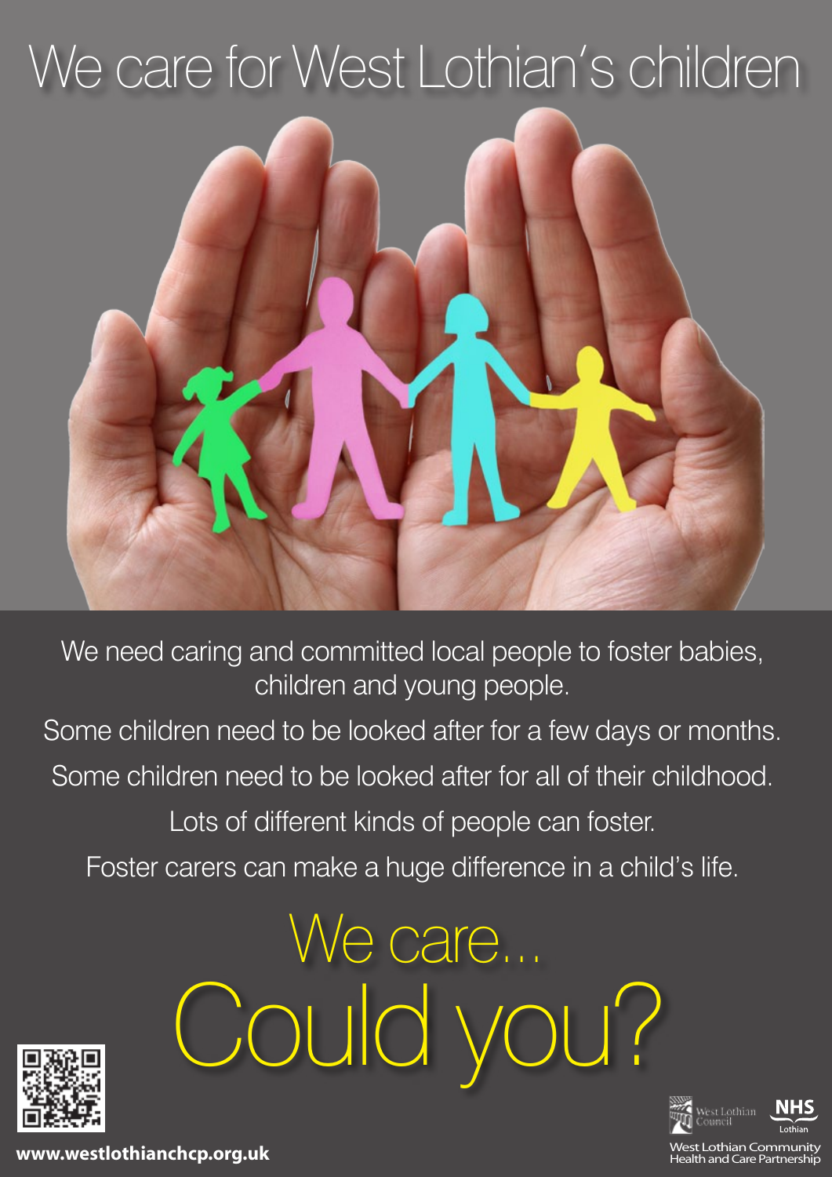# We care for West Lothian's children

We need caring and committed local people to foster babies, children and young people.

Some children need to be looked after for a few days or months.

Some children need to be looked after for all of their childhood.

Lots of different kinds of people can foster.

Foster carers can make a huge difference in a child's life.

## We care...

## Could you?

**www.westlothianchcp.org.uk**

West Lothian Council

NHS Lothian

West Lothian Community Health and Care Partnership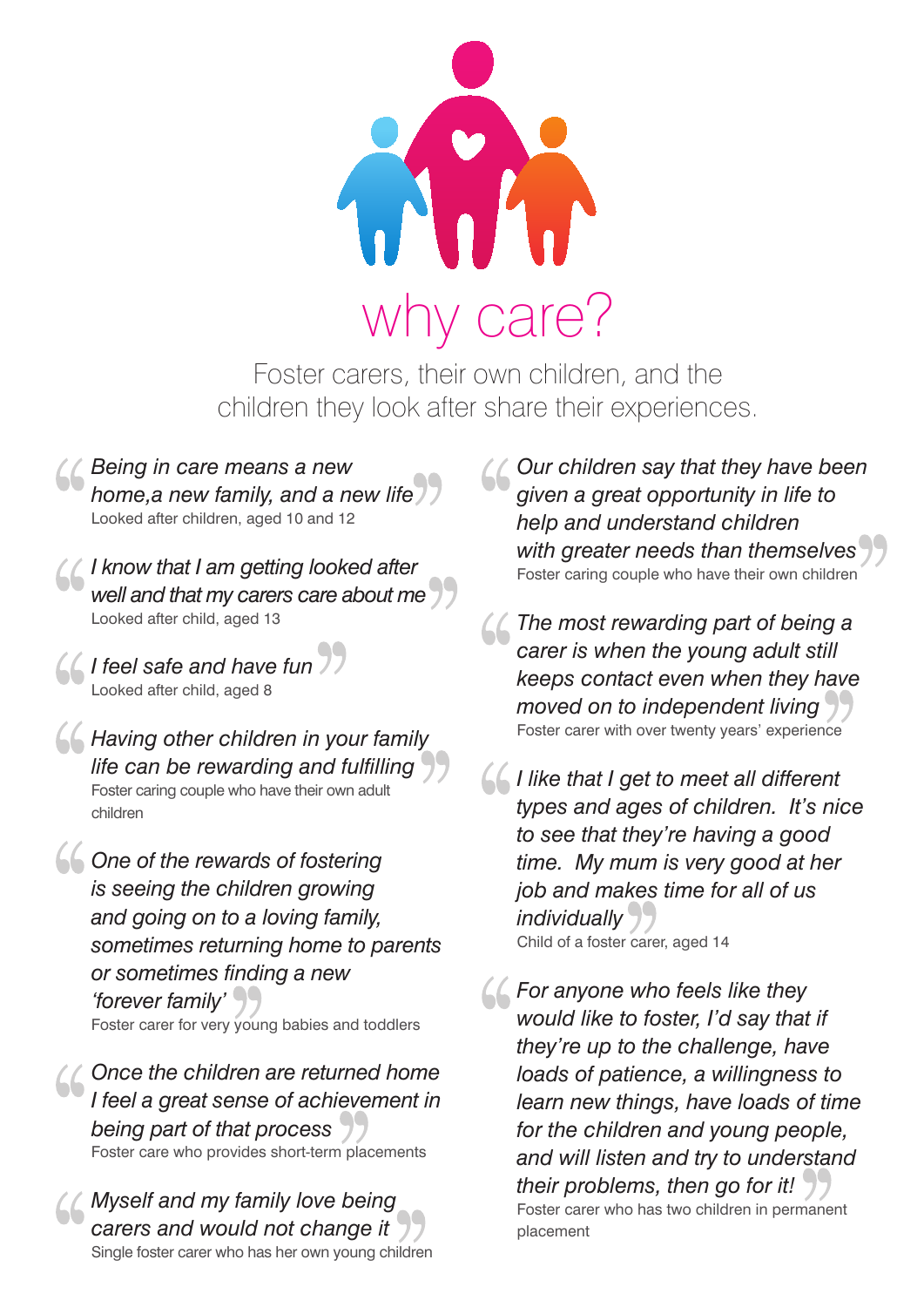# why care?

Foster carers, their own children, and the children they look after share their experiences.

> *Being in care means a new home,a new family, and a new life*
>
> Looked after children, aged 10 and 12

> *I know that I am getting looked after well and that my carers care about me*
>
> Looked after child, aged 13

> *I feel safe and have fun*
>
> Looked after child, aged 8

> *Having other children in your family life can be rewarding and fulfilling*
>
> Foster caring couple who have their own adult children

> *One of the rewards of fostering is seeing the children growing and going on to a loving family, sometimes returning home to parents or sometimes finding a new 'forever family'*
>
> Foster carer for very young babies and toddlers

> *Once the children are returned home I feel a great sense of achievement in being part of that process*
>
> Foster care who provides short-term placements

> *Myself and my family love being carers and would not change it*
>
> Single foster carer who has her own young children

> *Our children say that they have been given a great opportunity in life to help and understand children with greater needs than themselves*
>
> Foster caring couple who have their own children

> *The most rewarding part of being a carer is when the young adult still keeps contact even when they have moved on to independent living*
>
> Foster carer with over twenty years' experience

> *I like that I get to meet all different types and ages of children. It's nice to see that they're having a good time. My mum is very good at her job and makes time for all of us individually*
>
> Child of a foster carer, aged 14

> *For anyone who feels like they would like to foster, I'd say that if they're up to the challenge, have loads of patience, a willingness to learn new things, have loads of time for the children and young people, and will listen and try to understand their problems, then go for it!*
>
> Foster carer who has two children in permanent placement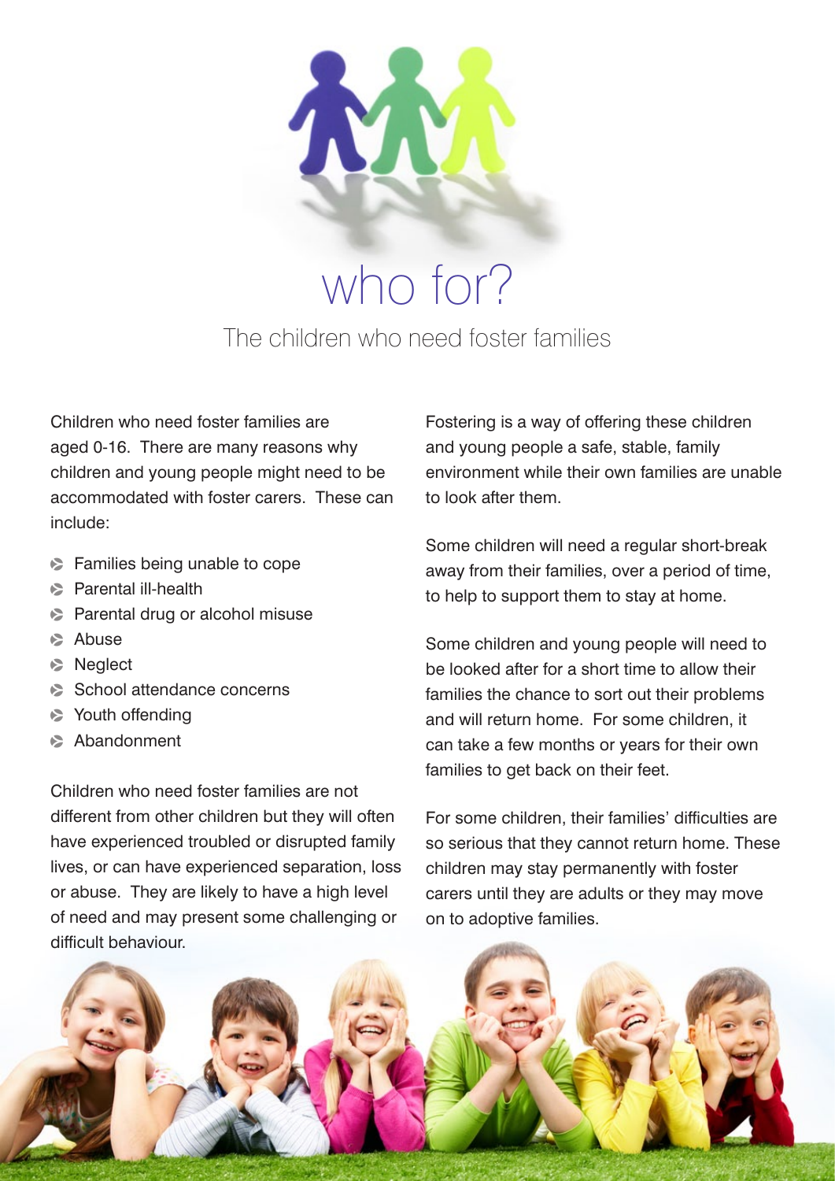# who for?

## The children who need foster families

Children who need foster families are aged 0-16. There are many reasons why children and young people might need to be accommodated with foster carers. These can include:

- Families being unable to cope
- Parental ill-health
- Parental drug or alcohol misuse
- Abuse
- Neglect
- School attendance concerns
- Youth offending
- Abandonment

Children who need foster families are not different from other children but they will often have experienced troubled or disrupted family lives, or can have experienced separation, loss or abuse. They are likely to have a high level of need and may present some challenging or difficult behaviour.

Fostering is a way of offering these children and young people a safe, stable, family environment while their own families are unable to look after them.

Some children will need a regular short-break away from their families, over a period of time, to help to support them to stay at home.

Some children and young people will need to be looked after for a short time to allow their families the chance to sort out their problems and will return home. For some children, it can take a few months or years for their own families to get back on their feet.

For some children, their families' difficulties are so serious that they cannot return home. These children may stay permanently with foster carers until they are adults or they may move on to adoptive families.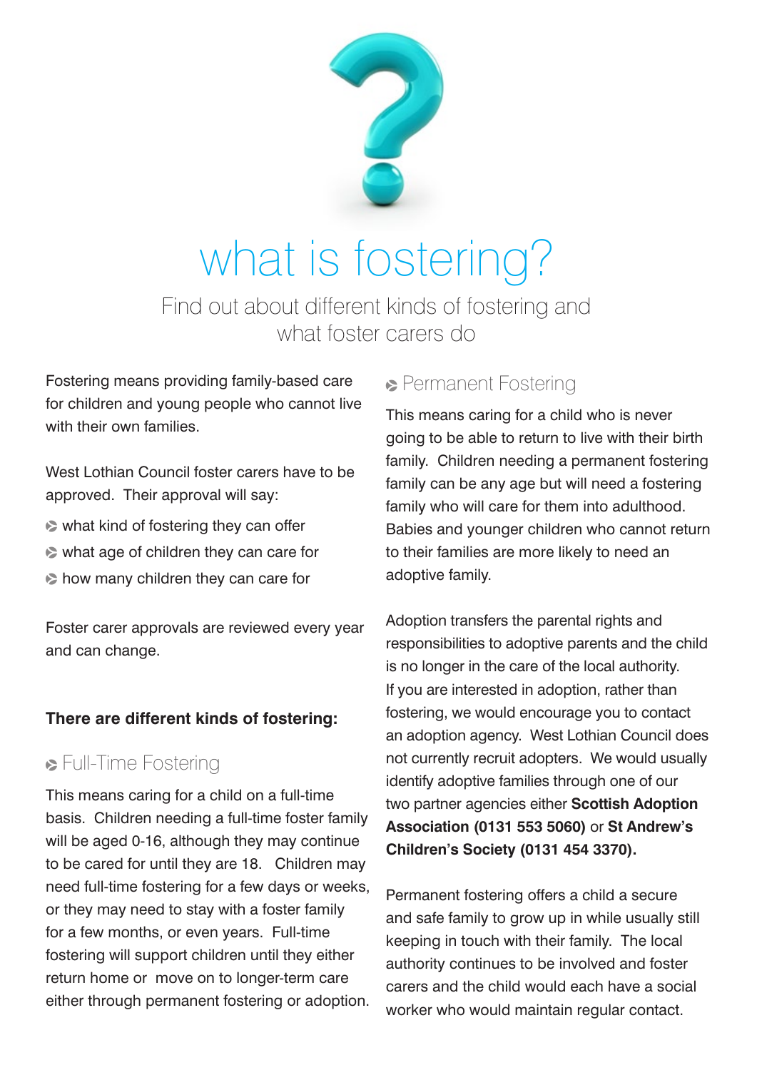# what is fostering?

Find out about different kinds of fostering and what foster carers do

Fostering means providing family-based care for children and young people who cannot live with their own families.

West Lothian Council foster carers have to be approved. Their approval will say:

- what kind of fostering they can offer
- what age of children they can care for
- how many children they can care for

Foster carer approvals are reviewed every year and can change.

**There are different kinds of fostering:**

## Full-Time Fostering

This means caring for a child on a full-time basis. Children needing a full-time foster family will be aged 0-16, although they may continue to be cared for until they are 18. Children may need full-time fostering for a few days or weeks, or they may need to stay with a foster family for a few months, or even years. Full-time fostering will support children until they either return home or move on to longer-term care either through permanent fostering or adoption.

## Permanent Fostering

This means caring for a child who is never going to be able to return to live with their birth family. Children needing a permanent fostering family can be any age but will need a fostering family who will care for them into adulthood. Babies and younger children who cannot return to their families are more likely to need an adoptive family.

Adoption transfers the parental rights and responsibilities to adoptive parents and the child is no longer in the care of the local authority. If you are interested in adoption, rather than fostering, we would encourage you to contact an adoption agency. West Lothian Council does not currently recruit adopters. We would usually identify adoptive families through one of our two partner agencies either **Scottish Adoption Association (0131 553 5060)** or **St Andrew's Children's Society (0131 454 3370).**

Permanent fostering offers a child a secure and safe family to grow up in while usually still keeping in touch with their family. The local authority continues to be involved and foster carers and the child would each have a social worker who would maintain regular contact.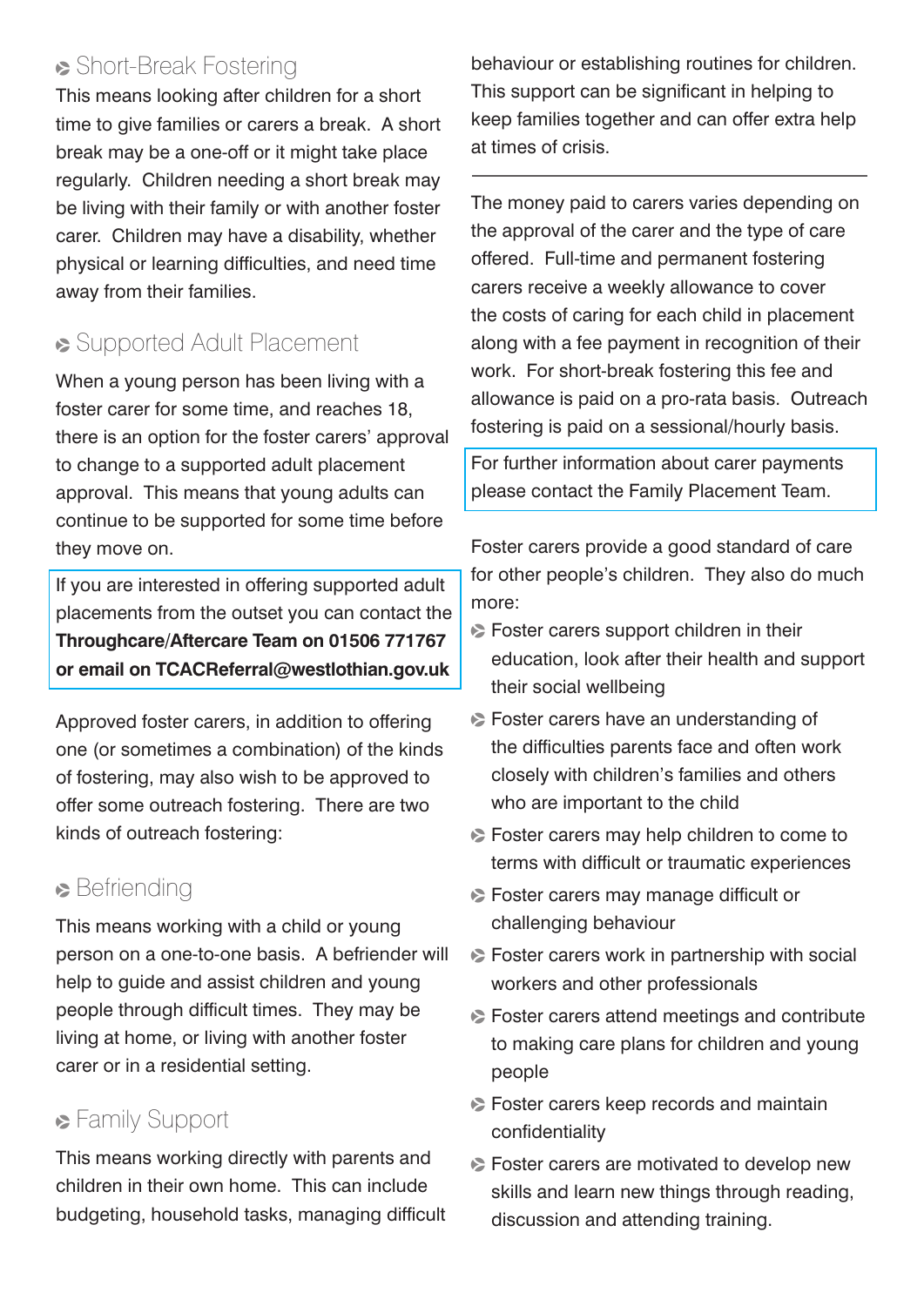## Short-Break Fostering

This means looking after children for a short time to give families or carers a break. A short break may be a one-off or it might take place regularly. Children needing a short break may be living with their family or with another foster carer. Children may have a disability, whether physical or learning difficulties, and need time away from their families.

## Supported Adult Placement

When a young person has been living with a foster carer for some time, and reaches 18, there is an option for the foster carers' approval to change to a supported adult placement approval. This means that young adults can continue to be supported for some time before they move on.

If you are interested in offering supported adult placements from the outset you can contact the **Throughcare/Aftercare Team on 01506 771767 or email on TCACReferral@westlothian.gov.uk**

Approved foster carers, in addition to offering one (or sometimes a combination) of the kinds of fostering, may also wish to be approved to offer some outreach fostering. There are two kinds of outreach fostering:

## Befriending

This means working with a child or young person on a one-to-one basis. A befriender will help to guide and assist children and young people through difficult times. They may be living at home, or living with another foster carer or in a residential setting.

## Family Support

This means working directly with parents and children in their own home. This can include budgeting, household tasks, managing difficult behaviour or establishing routines for children. This support can be significant in helping to keep families together and can offer extra help at times of crisis.

---

The money paid to carers varies depending on the approval of the carer and the type of care offered. Full-time and permanent fostering carers receive a weekly allowance to cover the costs of caring for each child in placement along with a fee payment in recognition of their work. For short-break fostering this fee and allowance is paid on a pro-rata basis. Outreach fostering is paid on a sessional/hourly basis.

For further information about carer payments please contact the Family Placement Team.

Foster carers provide a good standard of care for other people's children. They also do much more:

- Foster carers support children in their education, look after their health and support their social wellbeing
- Foster carers have an understanding of the difficulties parents face and often work closely with children's families and others who are important to the child
- Foster carers may help children to come to terms with difficult or traumatic experiences
- Foster carers may manage difficult or challenging behaviour
- Foster carers work in partnership with social workers and other professionals
- Foster carers attend meetings and contribute to making care plans for children and young people
- Foster carers keep records and maintain confidentiality
- Foster carers are motivated to develop new skills and learn new things through reading, discussion and attending training.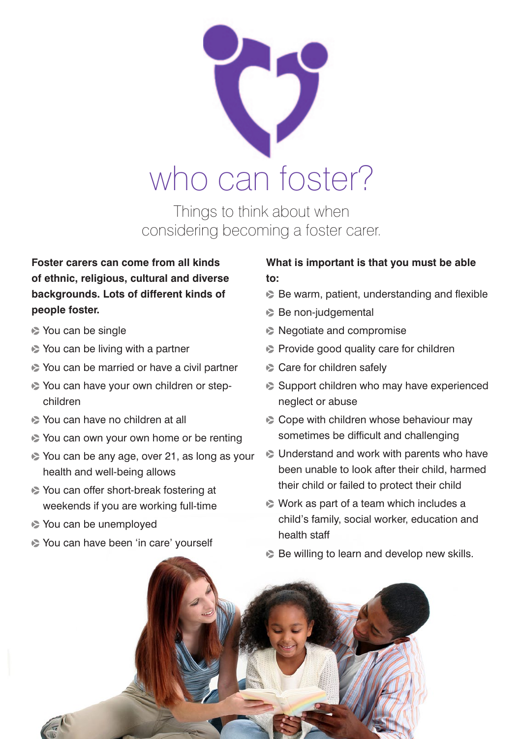# who can foster?

Things to think about when considering becoming a foster carer.

**Foster carers can come from all kinds of ethnic, religious, cultural and diverse backgrounds. Lots of different kinds of people foster.**

- You can be single
- You can be living with a partner
- You can be married or have a civil partner
- You can have your own children or step-children
- You can have no children at all
- You can own your own home or be renting
- You can be any age, over 21, as long as your health and well-being allows
- You can offer short-break fostering at weekends if you are working full-time
- You can be unemployed
- You can have been 'in care' yourself

**What is important is that you must be able to:**

- Be warm, patient, understanding and flexible
- Be non-judgemental
- Negotiate and compromise
- Provide good quality care for children
- Care for children safely
- Support children who may have experienced neglect or abuse
- Cope with children whose behaviour may sometimes be difficult and challenging
- Understand and work with parents who have been unable to look after their child, harmed their child or failed to protect their child
- Work as part of a team which includes a child's family, social worker, education and health staff
- Be willing to learn and develop new skills.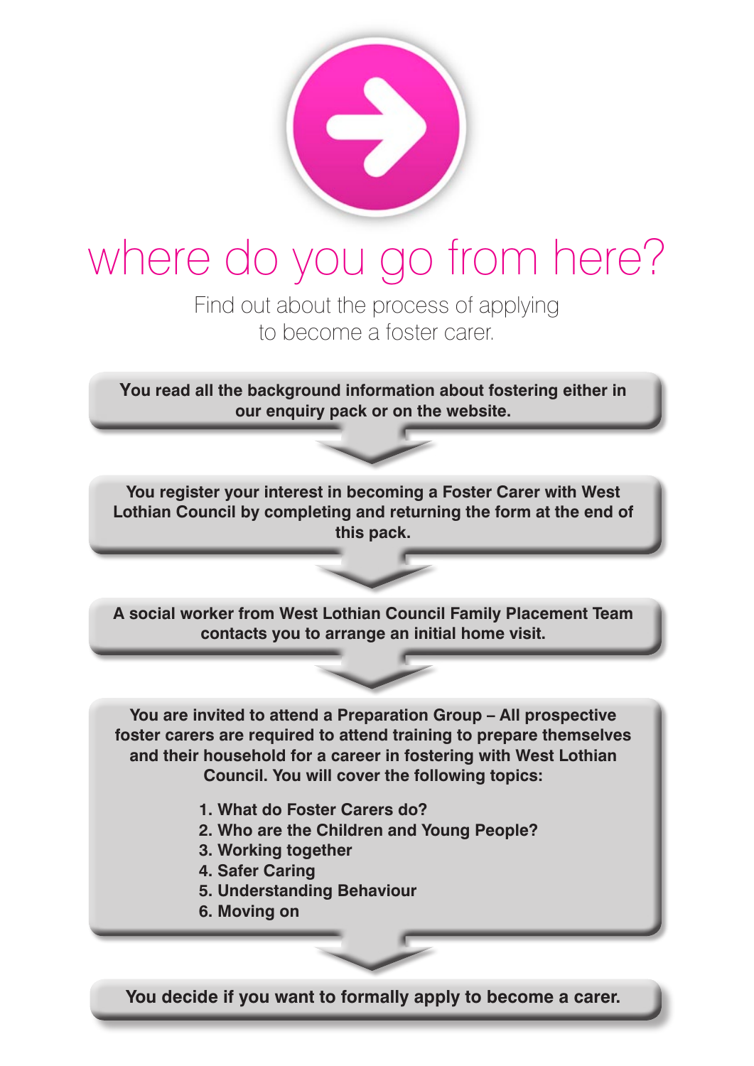# where do you go from here?

Find out about the process of applying to become a foster carer.

**You read all the background information about fostering either in our enquiry pack or on the website.**

**You register your interest in becoming a Foster Carer with West Lothian Council by completing and returning the form at the end of this pack.**

**A social worker from West Lothian Council Family Placement Team contacts you to arrange an initial home visit.**

**You are invited to attend a Preparation Group – All prospective foster carers are required to attend training to prepare themselves and their household for a career in fostering with West Lothian Council. You will cover the following topics:**

1. **What do Foster Carers do?**
2. **Who are the Children and Young People?**
3. **Working together**
4. **Safer Caring**
5. **Understanding Behaviour**
6. **Moving on**

**You decide if you want to formally apply to become a carer.**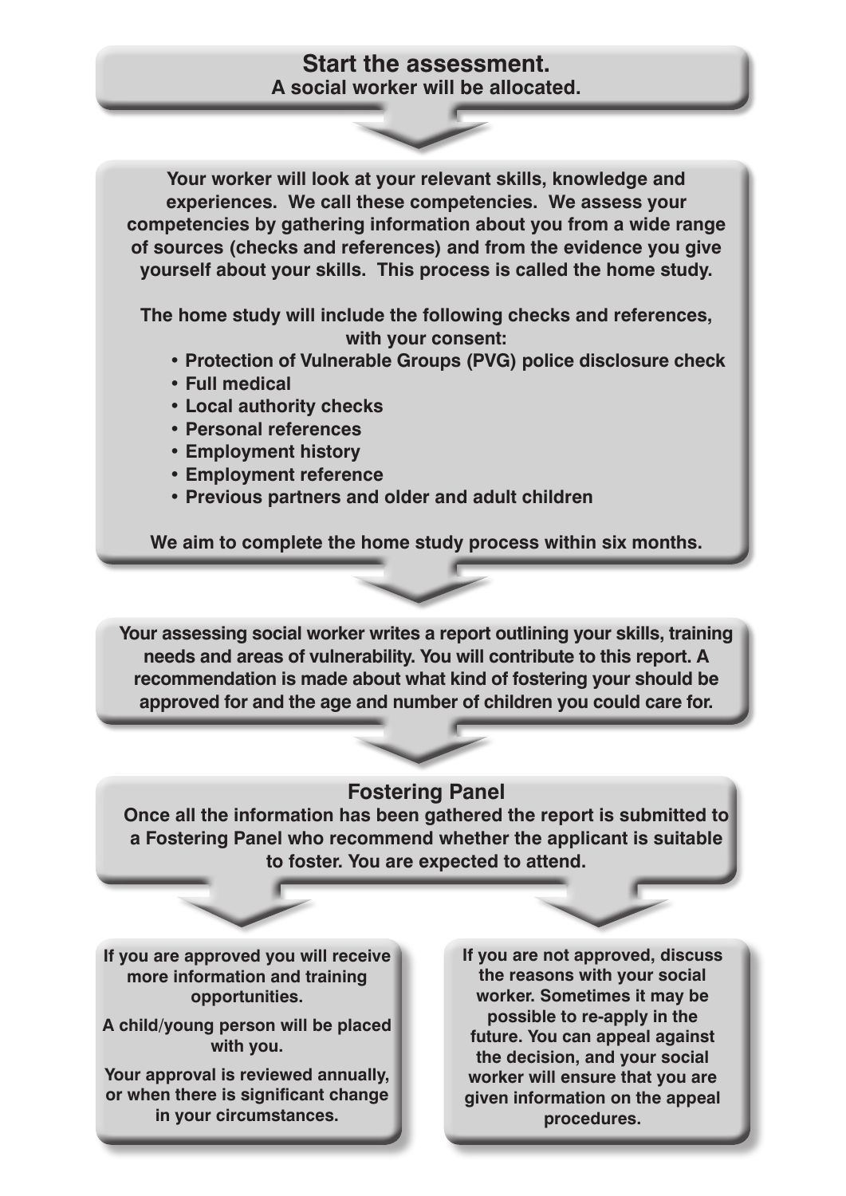**Start the assessment.**
**A social worker will be allocated.**

Your worker will look at your relevant skills, knowledge and experiences. We call these competencies. We assess your competencies by gathering information about you from a wide range of sources (checks and references) and from the evidence you give yourself about your skills. This process is called the home study.

The home study will include the following checks and references, with your consent:

- Protection of Vulnerable Groups (PVG) police disclosure check
- Full medical
- Local authority checks
- Personal references
- Employment history
- Employment reference
- Previous partners and older and adult children

We aim to complete the home study process within six months.

Your assessing social worker writes a report outlining your skills, training needs and areas of vulnerability. You will contribute to this report. A recommendation is made about what kind of fostering your should be approved for and the age and number of children you could care for.

**Fostering Panel**

Once all the information has been gathered the report is submitted to a Fostering Panel who recommend whether the applicant is suitable to foster. You are expected to attend.

If you are approved you will receive more information and training opportunities.

A child/young person will be placed with you.

Your approval is reviewed annually, or when there is significant change in your circumstances.

If you are not approved, discuss the reasons with your social worker. Sometimes it may be possible to re-apply in the future. You can appeal against the decision, and your social worker will ensure that you are given information on the appeal procedures.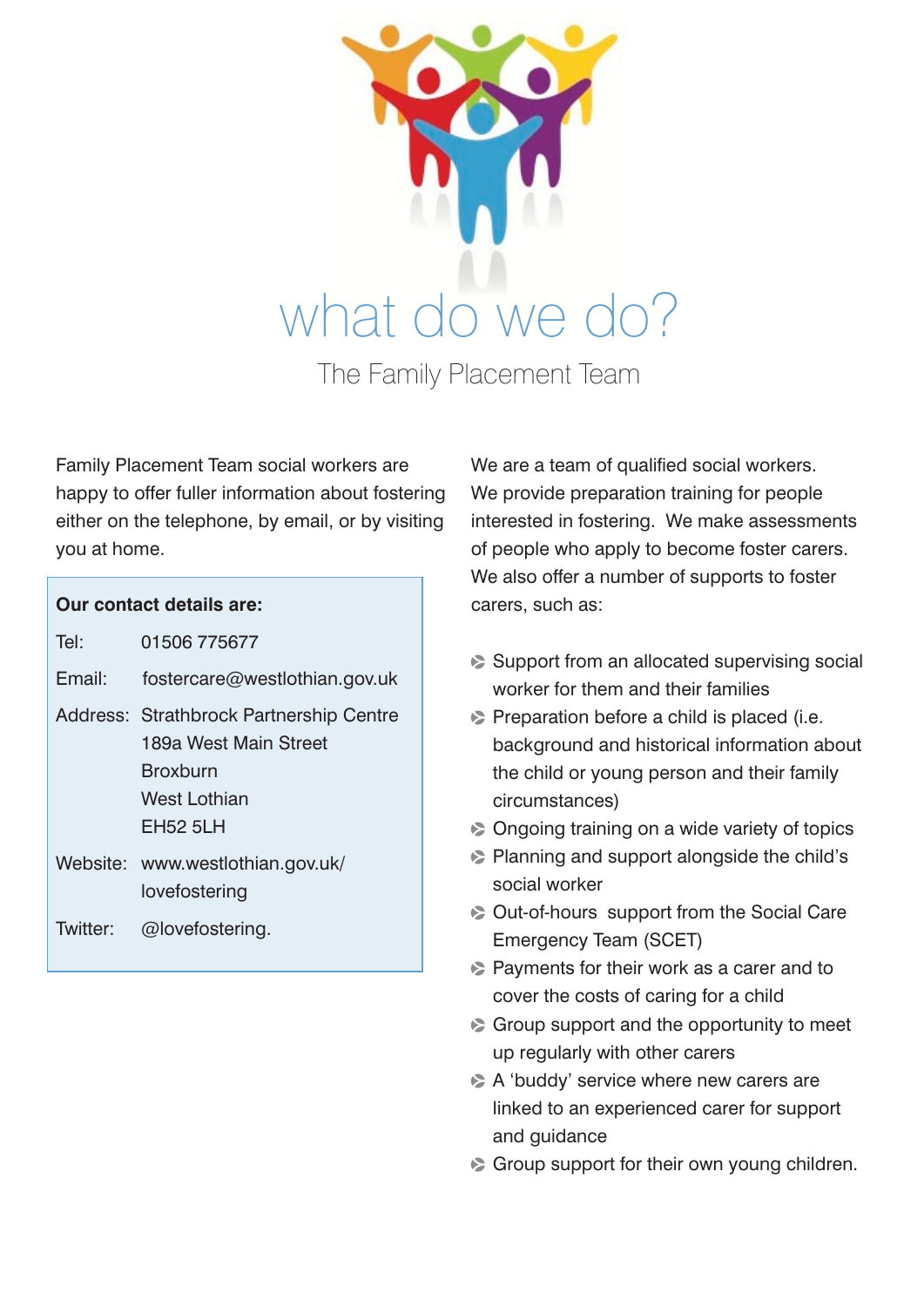# what do we do?

## The Family Placement Team

Family Placement Team social workers are happy to offer fuller information about fostering either on the telephone, by email, or by visiting you at home.

**Our contact details are:**

| | |
|---|---|
| Tel: | 01506 775677 |
| Email: | fostercare@westlothian.gov.uk |
| Address: | Strathbrock Partnership Centre<br>189a West Main Street<br>Broxburn<br>West Lothian<br>EH52 5LH |
| Website: | www.westlothian.gov.uk/lovefostering |
| Twitter: | @lovefostering. |

We are a team of qualified social workers. We provide preparation training for people interested in fostering. We make assessments of people who apply to become foster carers. We also offer a number of supports to foster carers, such as:

- Support from an allocated supervising social worker for them and their families
- Preparation before a child is placed (i.e. background and historical information about the child or young person and their family circumstances)
- Ongoing training on a wide variety of topics
- Planning and support alongside the child's social worker
- Out-of-hours support from the Social Care Emergency Team (SCET)
- Payments for their work as a carer and to cover the costs of caring for a child
- Group support and the opportunity to meet up regularly with other carers
- A 'buddy' service where new carers are linked to an experienced carer for support and guidance
- Group support for their own young children.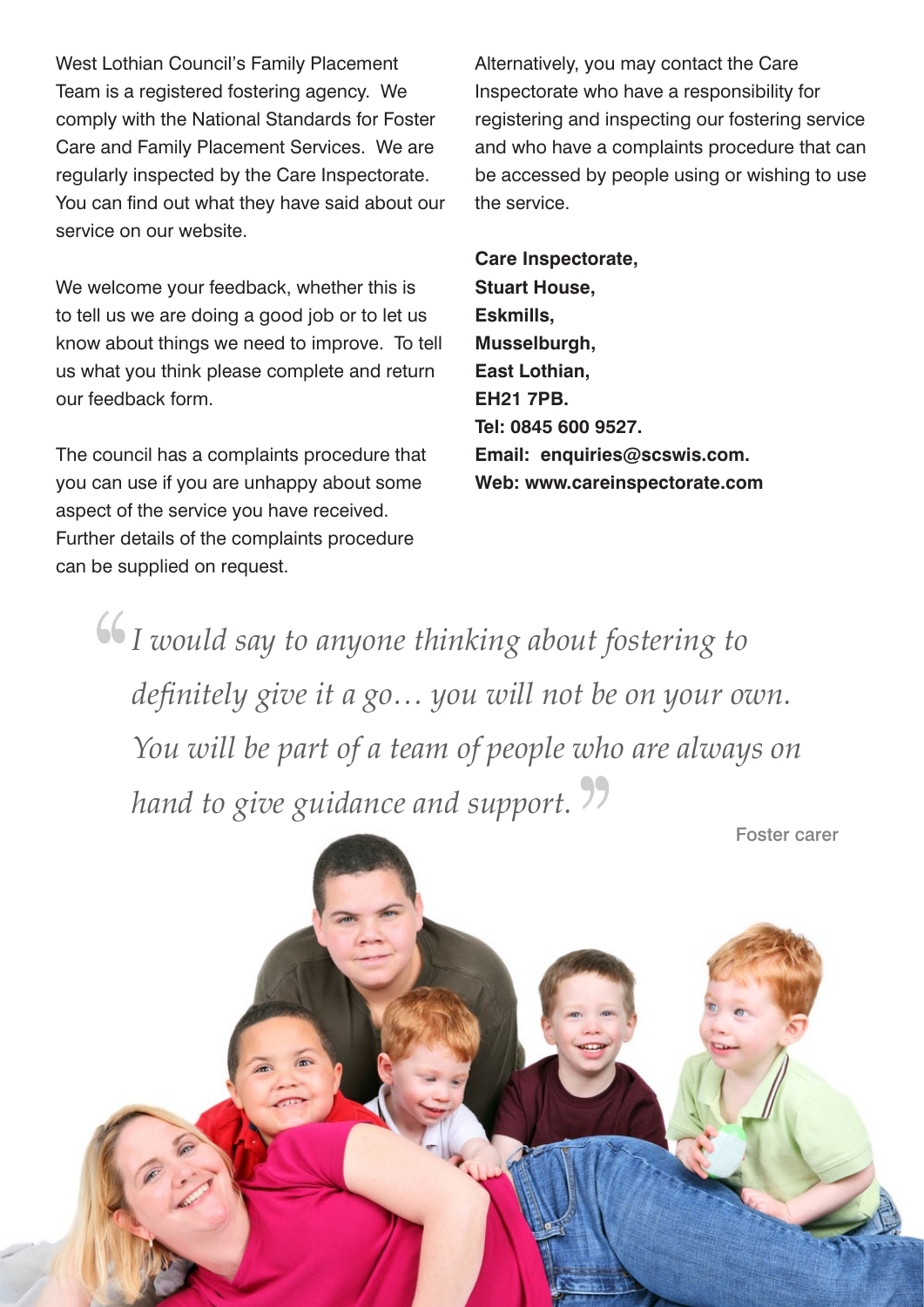West Lothian Council's Family Placement Team is a registered fostering agency. We comply with the National Standards for Foster Care and Family Placement Services. We are regularly inspected by the Care Inspectorate. You can find out what they have said about our service on our website.

We welcome your feedback, whether this is to tell us we are doing a good job or to let us know about things we need to improve. To tell us what you think please complete and return our feedback form.

The council has a complaints procedure that you can use if you are unhappy about some aspect of the service you have received. Further details of the complaints procedure can be supplied on request.

Alternatively, you may contact the Care Inspectorate who have a responsibility for registering and inspecting our fostering service and who have a complaints procedure that can be accessed by people using or wishing to use the service.

**Care Inspectorate,**
**Stuart House,**
**Eskmills,**
**Musselburgh,**
**East Lothian,**
**EH21 7PB.**
**Tel: 0845 600 9527.**
**Email: enquiries@scswis.com.**
**Web: www.careinspectorate.com**

> *"I would say to anyone thinking about fostering to definitely give it a go… you will not be on your own. You will be part of a team of people who are always on hand to give guidance and support."*
>
> Foster carer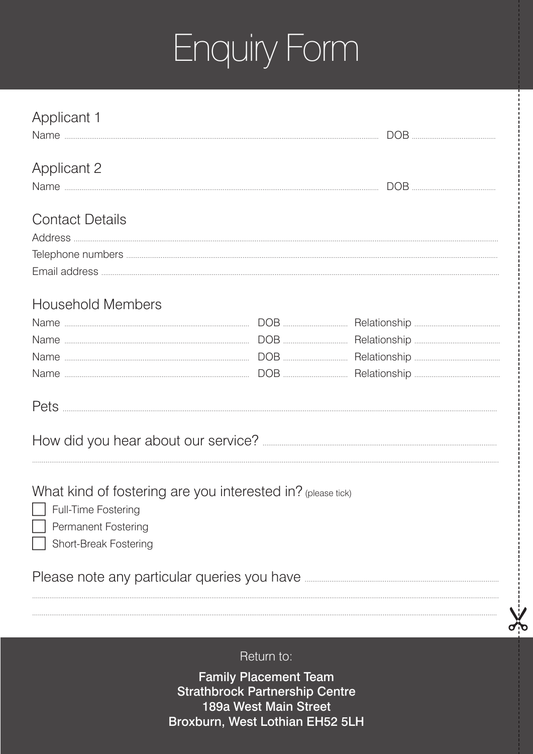# Enquiry Form

## Applicant 1

Name .................................................................................................... DOB ....................

## Applicant 2

Name .................................................................................................... DOB ....................

## Contact Details

Address ....................................................................................................................................

Telephone numbers ..................................................................................................................

Email address ..........................................................................................................................

## Household Members

Name ........................................ DOB .................... Relationship ....................

Name ........................................ DOB .................... Relationship ....................

Name ........................................ DOB .................... Relationship ....................

Name ........................................ DOB .................... Relationship ....................

## Pets ....................................................................................................................................

## How did you hear about our service? ..................................................................................

.................................................................................................................................................

## What kind of fostering are you interested in? (please tick)

- [ ] Full-Time Fostering
- [ ] Permanent Fostering
- [ ] Short-Break Fostering

## Please note any particular queries you have .....................................................................

.................................................................................................................................................

.................................................................................................................................................

Return to:

**Family Placement Team**
**Strathbrock Partnership Centre**
**189a West Main Street**
**Broxburn, West Lothian EH52 5LH**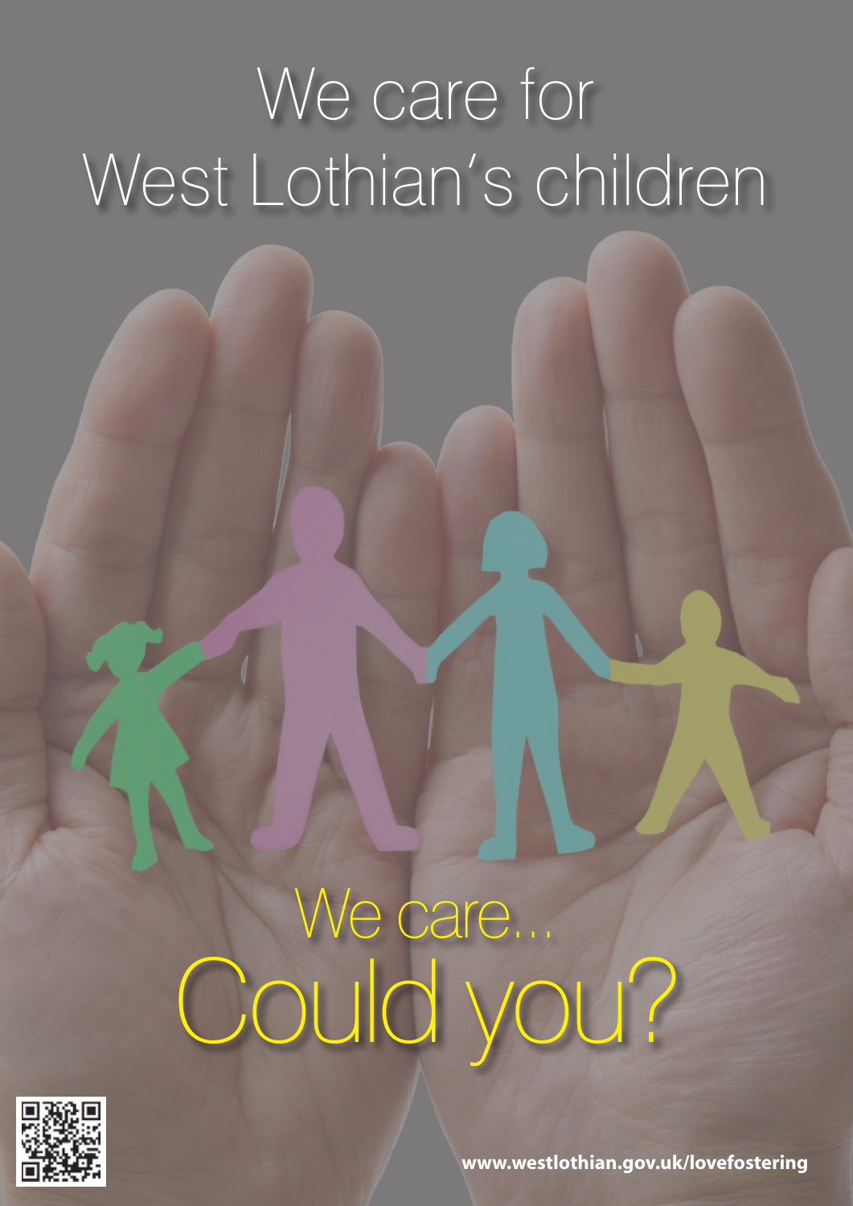# We care for West Lothian's children

We care...

Could you?

www.westlothian.gov.uk/lovefostering